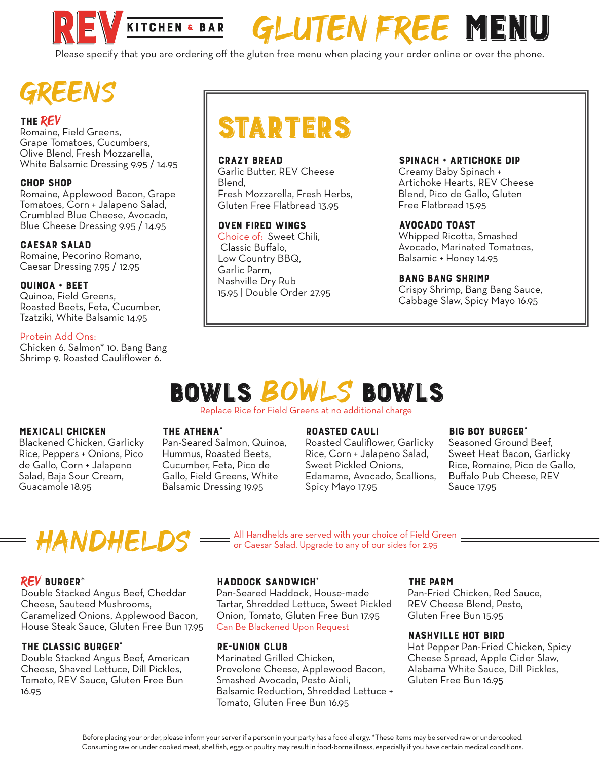# REV KITCHEN & BAR GLUTEN FREE MENU

Please specify that you are ordering off the gluten free menu when placing your order online or over the phone.

## GREENS

### THE REV
Romaine, Field Greens, Grape Tomatoes, Cucumbers, Olive Blend, Fresh Mozzarella, White Balsamic Dressing 9.95 / 14.95

### CHOP SHOP
Romaine, Applewood Bacon, Grape Tomatoes, Corn + Jalapeno Salad, Crumbled Blue Cheese, Avocado, Blue Cheese Dressing 9.95 / 14.95

### CAESAR SALAD
Romaine, Pecorino Romano, Caesar Dressing 7.95 / 12.95

### QUINOA + BEET
Quinoa, Field Greens, Roasted Beets, Feta, Cucumber, Tzatziki, White Balsamic 14.95

Protein Add Ons:
Chicken 6. Salmon* 10. Bang Bang Shrimp 9. Roasted Cauliflower 6.

## STARTERS

### CRAZY BREAD
Garlic Butter, REV Cheese Blend, Fresh Mozzarella, Fresh Herbs, Gluten Free Flatbread 13.95

### OVEN FIRED WINGS
Choice of: Sweet Chili, Classic Buffalo, Low Country BBQ, Garlic Parm, Nashville Dry Rub
15.95 | Double Order 27.95

### SPINACH + ARTICHOKE DIP
Creamy Baby Spinach + Artichoke Hearts, REV Cheese Blend, Pico de Gallo, Gluten Free Flatbread 15.95

### AVOCADO TOAST
Whipped Ricotta, Smashed Avocado, Marinated Tomatoes, Balsamic + Honey 14.95

### BANG BANG SHRIMP
Crispy Shrimp, Bang Bang Sauce, Cabbage Slaw, Spicy Mayo 16.95

## BOWLS BOWLS BOWLS

Replace Rice for Field Greens at no additional charge

### MEXICALI CHICKEN
Blackened Chicken, Garlicky Rice, Peppers + Onions, Pico de Gallo, Corn + Jalapeno Salad, Baja Sour Cream, Guacamole 18.95

### THE ATHENA*
Pan-Seared Salmon, Quinoa, Hummus, Roasted Beets, Cucumber, Feta, Pico de Gallo, Field Greens, White Balsamic Dressing 19.95

### ROASTED CAULI
Roasted Cauliflower, Garlicky Rice, Corn + Jalapeno Salad, Sweet Pickled Onions, Edamame, Avocado, Scallions, Spicy Mayo 17.95

### BIG BOY BURGER*
Seasoned Ground Beef, Sweet Heat Bacon, Garlicky Rice, Romaine, Pico de Gallo, Buffalo Pub Cheese, REV Sauce 17.95

## HANDHELDS

All Handhelds are served with your choice of Field Green or Caesar Salad. Upgrade to any of our sides for 2.95

### REV BURGER*
Double Stacked Angus Beef, Cheddar Cheese, Sauteed Mushrooms, Caramelized Onions, Applewood Bacon, House Steak Sauce, Gluten Free Bun 17.95

### THE CLASSIC BURGER*
Double Stacked Angus Beef, American Cheese, Shaved Lettuce, Dill Pickles, Tomato, REV Sauce, Gluten Free Bun 16.95

### HADDOCK SANDWICH*
Pan-Seared Haddock, House-made Tartar, Shredded Lettuce, Sweet Pickled Onion, Tomato, Gluten Free Bun 17.95
Can Be Blackened Upon Request

### RE-UNION CLUB
Marinated Grilled Chicken, Provolone Cheese, Applewood Bacon, Smashed Avocado, Pesto Aioli, Balsamic Reduction, Shredded Lettuce + Tomato, Gluten Free Bun 16.95

### THE PARM
Pan-Fried Chicken, Red Sauce, REV Cheese Blend, Pesto, Gluten Free Bun 15.95

### NASHVILLE HOT BIRD
Hot Pepper Pan-Fried Chicken, Spicy Cheese Spread, Apple Cider Slaw, Alabama White Sauce, Dill Pickles, Gluten Free Bun 16.95

Before placing your order, please inform your server if a person in your party has a food allergy. *These items may be served raw or undercooked. Consuming raw or under cooked meat, shellfish, eggs or poultry may result in food-borne illness, especially if you have certain medical conditions.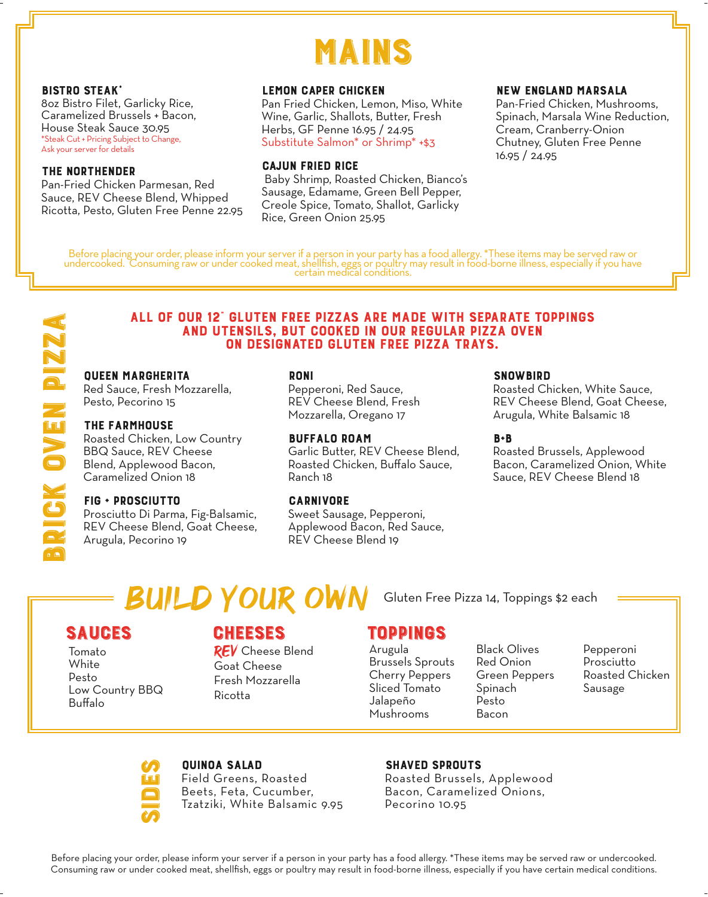# MAINS

### BISTRO STEAK*
8oz Bistro Filet, Garlicky Rice, Caramelized Brussels + Bacon, House Steak Sauce 30.95
*Steak Cut + Pricing Subject to Change, Ask your server for details

### THE NORTHENDER
Pan-Fried Chicken Parmesan, Red Sauce, REV Cheese Blend, Whipped Ricotta, Pesto, Gluten Free Penne 22.95

### LEMON CAPER CHICKEN
Pan Fried Chicken, Lemon, Miso, White Wine, Garlic, Shallots, Butter, Fresh Herbs, GF Penne 16.95 / 24.95
Substitute Salmon* or Shrimp* +$3

### CAJUN FRIED RICE
Baby Shrimp, Roasted Chicken, Bianco's Sausage, Edamame, Green Bell Pepper, Creole Spice, Tomato, Shallot, Garlicky Rice, Green Onion 25.95

### NEW ENGLAND MARSALA
Pan-Fried Chicken, Mushrooms, Spinach, Marsala Wine Reduction, Cream, Cranberry-Onion Chutney, Gluten Free Penne 16.95 / 24.95

Before placing your order, please inform your server if a person in your party has a food allergy. *These items may be served raw or undercooked. Consuming raw or under cooked meat, shellfish, eggs or poultry may result in food-borne illness, especially if you have certain medical conditions.

# BRICK OVEN PIZZA

**ALL OF OUR 12" GLUTEN FREE PIZZAS ARE MADE WITH SEPARATE TOPPINGS AND UTENSILS, BUT COOKED IN OUR REGULAR PIZZA OVEN ON DESIGNATED GLUTEN FREE PIZZA TRAYS.**

### QUEEN MARGHERITA
Red Sauce, Fresh Mozzarella, Pesto, Pecorino 15

### THE FARMHOUSE
Roasted Chicken, Low Country BBQ Sauce, REV Cheese Blend, Applewood Bacon, Caramelized Onion 18

### FIG + PROSCIUTTO
Prosciutto Di Parma, Fig-Balsamic, REV Cheese Blend, Goat Cheese, Arugula, Pecorino 19

### RONI
Pepperoni, Red Sauce, REV Cheese Blend, Fresh Mozzarella, Oregano 17

### BUFFALO ROAM
Garlic Butter, REV Cheese Blend, Roasted Chicken, Buffalo Sauce, Ranch 18

### CARNIVORE
Sweet Sausage, Pepperoni, Applewood Bacon, Red Sauce, REV Cheese Blend 19

### SNOWBIRD
Roasted Chicken, White Sauce, REV Cheese Blend, Goat Cheese, Arugula, White Balsamic 18

### B+B
Roasted Brussels, Applewood Bacon, Caramelized Onion, White Sauce, REV Cheese Blend 18

# BUILD YOUR OWN
Gluten Free Pizza 14, Toppings $2 each

### SAUCES
- Tomato
- White
- Pesto
- Low Country BBQ
- Buffalo

### CHEESES
- REV Cheese Blend
- Goat Cheese
- Fresh Mozzarella
- Ricotta

### TOPPINGS
- Arugula
- Brussels Sprouts
- Cherry Peppers
- Sliced Tomato
- Jalapeño
- Mushrooms
- Black Olives
- Red Onion
- Green Peppers
- Spinach
- Pesto
- Bacon
- Pepperoni
- Prosciutto
- Roasted Chicken
- Sausage

# SIDES

### QUINOA SALAD
Field Greens, Roasted Beets, Feta, Cucumber, Tzatziki, White Balsamic 9.95

### SHAVED SPROUTS
Roasted Brussels, Applewood Bacon, Caramelized Onions, Pecorino 10.95

Before placing your order, please inform your server if a person in your party has a food allergy. *These items may be served raw or undercooked. Consuming raw or under cooked meat, shellfish, eggs or poultry may result in food-borne illness, especially if you have certain medical conditions.